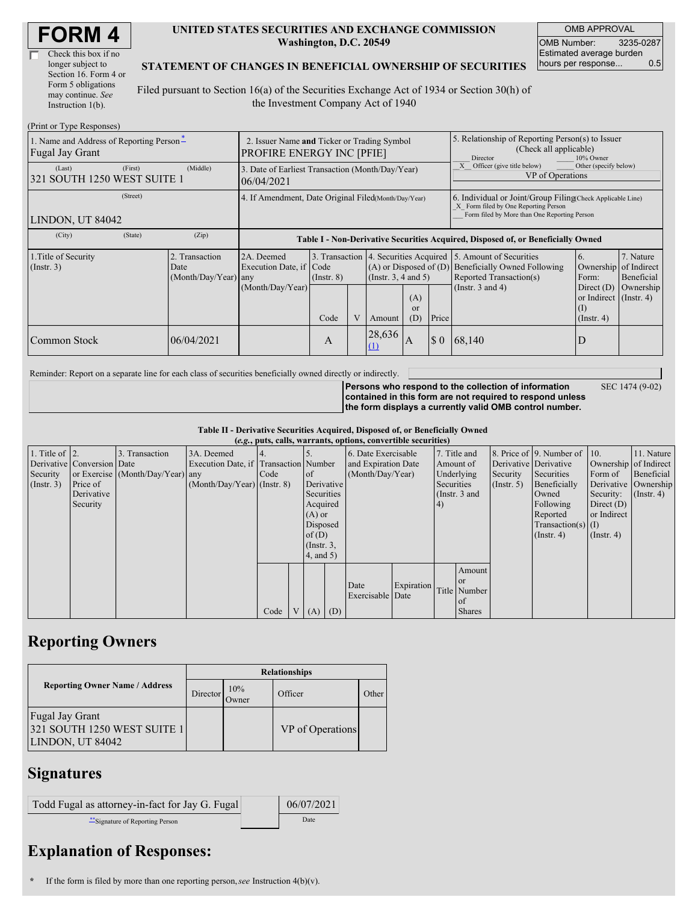# FORM 4

☐ Check this box if no longer subject to Section 16. Form 4 or Form 5 obligations may continue. *See* Instruction 1(b).

**UNITED STATES SECURITIES AND EXCHANGE COMMISSION**
**Washington, D.C. 20549**

**STATEMENT OF CHANGES IN BENEFICIAL OWNERSHIP OF SECURITIES**

Filed pursuant to Section 16(a) of the Securities Exchange Act of 1934 or Section 30(h) of the Investment Company Act of 1940

| OMB APPROVAL | |
|---|---|
| OMB Number: | 3235-0287 |
| Estimated average burden hours per response... | 0.5 |

(Print or Type Responses)

| 1. Name and Address of Reporting Person* | 2. Issuer Name and Ticker or Trading Symbol | 5. Relationship of Reporting Person(s) to Issuer (Check all applicable) |
|---|---|---|
| Fugal Jay Grant | PROFIRE ENERGY INC [PFIE] | ___ Director ___ 10% Owner |
| (Last) (First) (Middle) 321 SOUTH 1250 WEST SUITE 1 | 3. Date of Earliest Transaction (Month/Day/Year) 06/04/2021 | _X_ Officer (give title below) ___ Other (specify below) VP of Operations |
| (Street) LINDON, UT 84042 | 4. If Amendment, Date Original Filed (Month/Day/Year) | 6. Individual or Joint/Group Filing (Check Applicable Line) _X_ Form filed by One Reporting Person ___ Form filed by More than One Reporting Person |
| (City) (State) (Zip) | | |

**Table I - Non-Derivative Securities Acquired, Disposed of, or Beneficially Owned**

| 1.Title of Security (Instr. 3) | 2. Transaction Date (Month/Day/Year) | 2A. Deemed Execution Date, if any (Month/Day/Year) | 3. Transaction Code (Instr. 8) | | 4. Securities Acquired (A) or Disposed of (D) (Instr. 3, 4 and 5) | | | 5. Amount of Securities Beneficially Owned Following Reported Transaction(s) (Instr. 3 and 4) | 6. Ownership Form: Direct (D) or Indirect (I) (Instr. 4) | 7. Nature of Indirect Beneficial Ownership (Instr. 4) |
|---|---|---|---|---|---|---|---|---|---|---|
| | | | Code | V | Amount | (A) or (D) | Price | | | |
| Common Stock | 06/04/2021 | | A | | 28,636 (1) | A | $ 0 | 68,140 | D | |

Reminder: Report on a separate line for each class of securities beneficially owned directly or indirectly.

**Persons who respond to the collection of information contained in this form are not required to respond unless the form displays a currently valid OMB control number.** SEC 1474 (9-02)

**Table II - Derivative Securities Acquired, Disposed of, or Beneficially Owned**
**(*e.g.*, puts, calls, warrants, options, convertible securities)**

| 1. Title of Derivative Security (Instr. 3) | 2. Conversion or Exercise Price of Derivative Security | 3. Transaction Date (Month/Day/Year) | 3A. Deemed Execution Date, if any (Month/Day/Year) | 4. Transaction Code (Instr. 8) | | 5. Number of Derivative Securities Acquired (A) or Disposed of (D) (Instr. 3, 4, and 5) | | 6. Date Exercisable and Expiration Date (Month/Day/Year) | | 7. Title and Amount of Underlying Securities (Instr. 3 and 4) | | 8. Price of Derivative Security (Instr. 5) | 9. Number of Derivative Securities Beneficially Owned Following Reported Transaction(s) (Instr. 4) | 10. Ownership Form of Derivative Security: Direct (D) or Indirect (I) (Instr. 4) | 11. Nature of Indirect Beneficial Ownership (Instr. 4) |
|---|---|---|---|---|---|---|---|---|---|---|---|---|---|---|---|
| | | | | Code | V | (A) | (D) | Date Exercisable | Expiration Date | Title | Amount or Number of Shares | | | | |

## Reporting Owners

| Reporting Owner Name / Address | Relationships | | | |
|---|---|---|---|---|
| | Director | 10% Owner | Officer | Other |
| Fugal Jay Grant 321 SOUTH 1250 WEST SUITE 1 LINDON, UT 84042 | | | VP of Operations | |

## Signatures

| Todd Fugal as attorney-in-fact for Jay G. Fugal | 06/07/2021 |
|---|---|
| **Signature of Reporting Person | Date |

## Explanation of Responses:

\* If the form is filed by more than one reporting person, *see* Instruction 4(b)(v).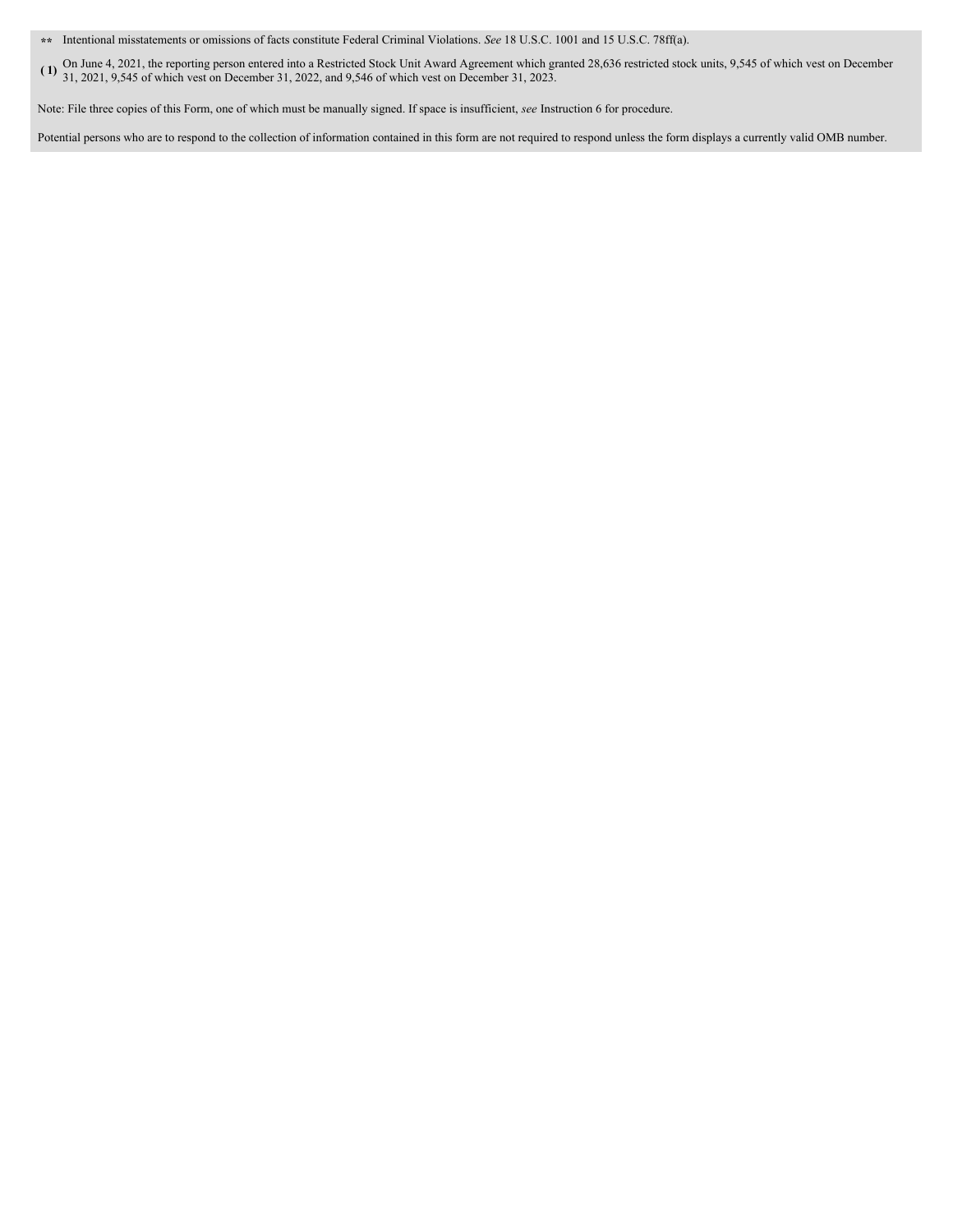** Intentional misstatements or omissions of facts constitute Federal Criminal Violations. *See* 18 U.S.C. 1001 and 15 U.S.C. 78ff(a).

(1) On June 4, 2021, the reporting person entered into a Restricted Stock Unit Award Agreement which granted 28,636 restricted stock units, 9,545 of which vest on December 31, 2021, 9,545 of which vest on December 31, 2022, and 9,546 of which vest on December 31, 2023.

Note: File three copies of this Form, one of which must be manually signed. If space is insufficient, *see* Instruction 6 for procedure.

Potential persons who are to respond to the collection of information contained in this form are not required to respond unless the form displays a currently valid OMB number.